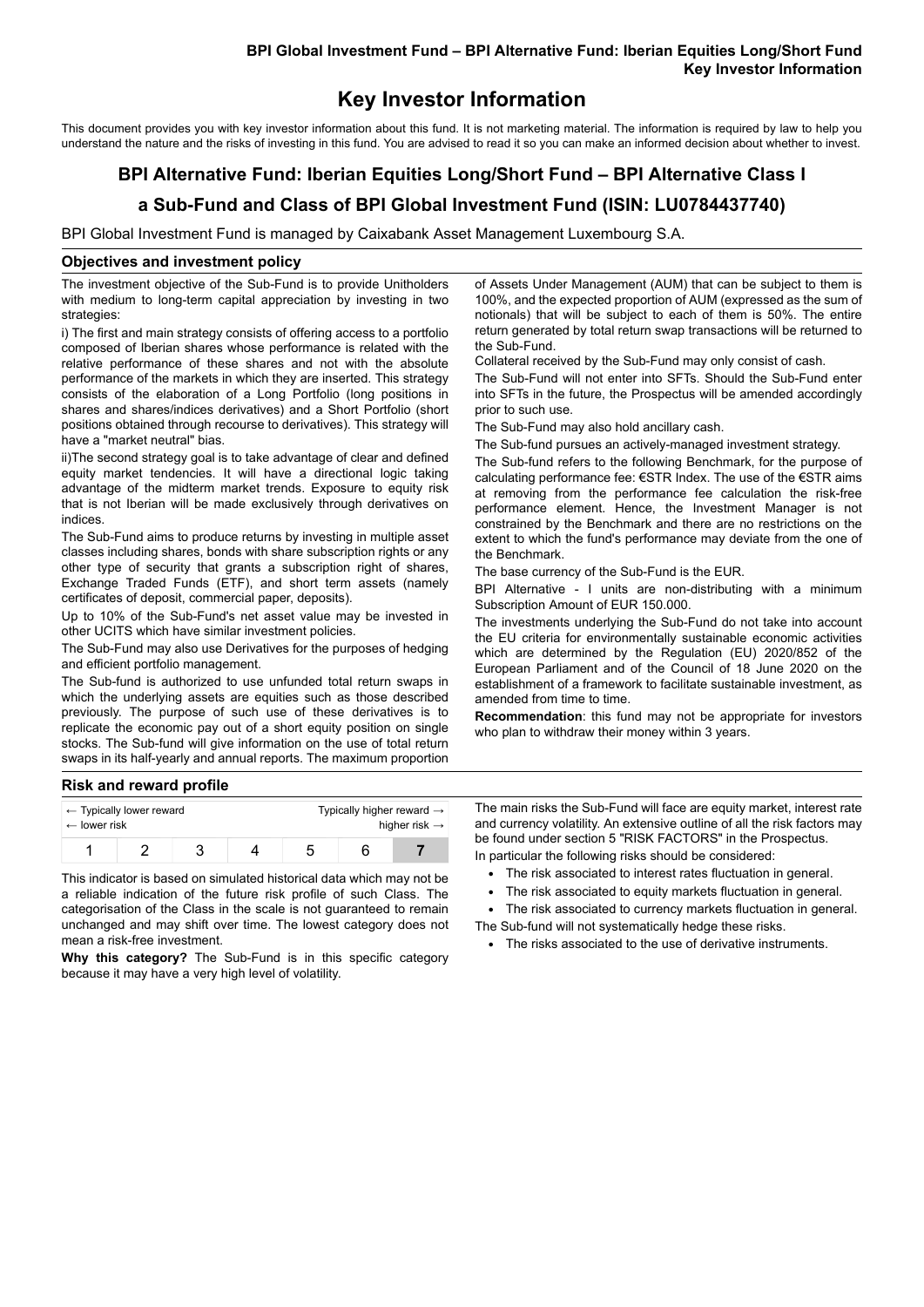# Key Investor Information

This document provides you with key investor information about this fund. It is not marketing material. The information is required by law to help you understand the nature and the risks of investing in this fund. You are advised to read it so you can make an informed decision about whether to invest.

## BPI Alternative Fund: Iberian Equities Long/Short Fund – BPI Alternative Class I

## a Sub-Fund and Class of BPI Global Investment Fund (ISIN: LU0784437740)

BPI Global Investment Fund is managed by Caixabank Asset Management Luxembourg S.A.

### Objectives and investment policy

The investment objective of the Sub-Fund is to provide Unitholders with medium to long-term capital appreciation by investing in two strategies:

i) The first and main strategy consists of offering access to a portfolio composed of Iberian shares whose performance is related with the relative performance of these shares and not with the absolute performance of the markets in which they are inserted. This strategy consists of the elaboration of a Long Portfolio (long positions in shares and shares/indices derivatives) and a Short Portfolio (short positions obtained through recourse to derivatives). This strategy will have a "market neutral" bias.

ii)The second strategy goal is to take advantage of clear and defined equity market tendencies. It will have a directional logic taking advantage of the midterm market trends. Exposure to equity risk that is not Iberian will be made exclusively through derivatives on indices.

The Sub-Fund aims to produce returns by investing in multiple asset classes including shares, bonds with share subscription rights or any other type of security that grants a subscription right of shares, Exchange Traded Funds (ETF), and short term assets (namely certificates of deposit, commercial paper, deposits).

Up to 10% of the Sub-Fund's net asset value may be invested in other UCITS which have similar investment policies.

The Sub-Fund may also use Derivatives for the purposes of hedging and efficient portfolio management.

The Sub-fund is authorized to use unfunded total return swaps in which the underlying assets are equities such as those described previously. The purpose of such use of these derivatives is to replicate the economic pay out of a short equity position on single stocks. The Sub-fund will give information on the use of total return swaps in its half-yearly and annual reports. The maximum proportion of Assets Under Management (AUM) that can be subject to them is 100%, and the expected proportion of AUM (expressed as the sum of notionals) that will be subject to each of them is 50%. The entire return generated by total return swap transactions will be returned to the Sub-Fund.

Collateral received by the Sub-Fund may only consist of cash.

The Sub-Fund will not enter into SFTs. Should the Sub-Fund enter into SFTs in the future, the Prospectus will be amended accordingly prior to such use.

The Sub-Fund may also hold ancillary cash.

The Sub-fund pursues an actively-managed investment strategy.

The Sub-fund refers to the following Benchmark, for the purpose of calculating performance fee: €STR Index. The use of the €STR aims at removing from the performance fee calculation the risk-free performance element. Hence, the Investment Manager is not constrained by the Benchmark and there are no restrictions on the extent to which the fund's performance may deviate from the one of the Benchmark.

The base currency of the Sub-Fund is the EUR.

BPI Alternative - I units are non-distributing with a minimum Subscription Amount of EUR 150.000.

The investments underlying the Sub-Fund do not take into account the EU criteria for environmentally sustainable economic activities which are determined by the Regulation (EU) 2020/852 of the European Parliament and of the Council of 18 June 2020 on the establishment of a framework to facilitate sustainable investment, as amended from time to time.

**Recommendation**: this fund may not be appropriate for investors who plan to withdraw their money within 3 years.

### Risk and reward profile

| ← Typically lower reward ← lower risk | | | | | | Typically higher reward → higher risk → |
|---|---|---|---|---|---|---|
| 1 | 2 | 3 | 4 | 5 | 6 | **7** |

This indicator is based on simulated historical data which may not be a reliable indication of the future risk profile of such Class. The categorisation of the Class in the scale is not guaranteed to remain unchanged and may shift over time. The lowest category does not mean a risk-free investment.

**Why this category?** The Sub-Fund is in this specific category because it may have a very high level of volatility.

The main risks the Sub-Fund will face are equity market, interest rate and currency volatility. An extensive outline of all the risk factors may be found under section 5 "RISK FACTORS" in the Prospectus.

In particular the following risks should be considered:

- The risk associated to interest rates fluctuation in general.
- The risk associated to equity markets fluctuation in general.
- The risk associated to currency markets fluctuation in general.

The Sub-fund will not systematically hedge these risks.

- The risks associated to the use of derivative instruments.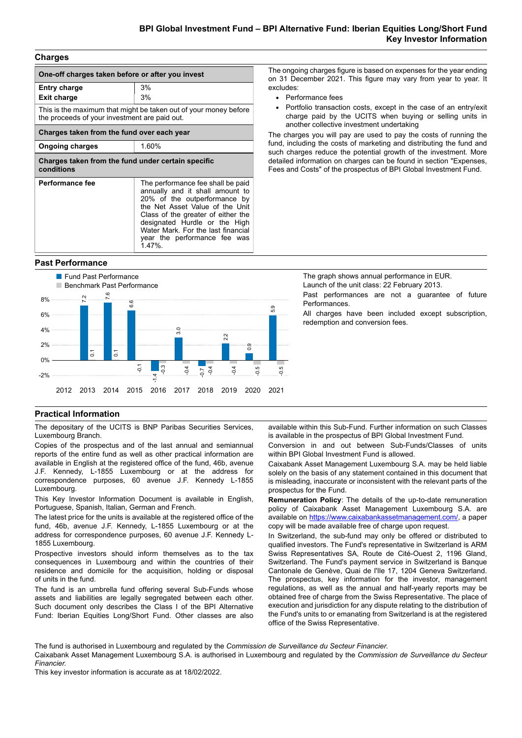## Charges

| One-off charges taken before or after you invest | |
|---|---|
| **Entry charge** | 3% |
| **Exit charge** | 3% |
| This is the maximum that might be taken out of your money before the proceeds of your investment are paid out. | |
| **Charges taken from the fund over each year** | |
| **Ongoing charges** | 1.60% |
| **Charges taken from the fund under certain specific conditions** | |
| **Performance fee** | The performance fee shall be paid annually and it shall amount to 20% of the outperformance by the Net Asset Value of the Unit Class of the greater of either the designated Hurdle or the High Water Mark. For the last financial year the performance fee was 1.47%. |

The ongoing charges figure is based on expenses for the year ending on 31 December 2021. This figure may vary from year to year. It excludes:

- Performance fees
- Portfolio transaction costs, except in the case of an entry/exit charge paid by the UCITS when buying or selling units in another collective investment undertaking

The charges you will pay are used to pay the costs of running the fund, including the costs of marketing and distributing the fund and such charges reduce the potential growth of the investment. More detailed information on charges can be found in section "Expenses, Fees and Costs" of the prospectus of BPI Global Investment Fund.

## Past Performance

Fund Past Performance
Benchmark Past Performance

8%
6%
4%
2%
0%
-2%

7.2 0.1
7.6 0.1
6.6 -0.1
-1.4 -0.3
3.0 -0.4
-0.7 -0.4
2.2 -0.4
0.9 -0.5
5.9 -0.5

2012 2013 2014 2015 2016 2017 2018 2019 2020 2021

The graph shows annual performance in EUR.

Launch of the unit class: 22 February 2013.

Past performances are not a guarantee of future Performances.

All charges have been included except subscription, redemption and conversion fees.

## Practical Information

The depositary of the UCITS is BNP Paribas Securities Services, Luxembourg Branch.

Copies of the prospectus and of the last annual and semiannual reports of the entire fund as well as other practical information are available in English at the registered office of the fund, 46b, avenue J.F. Kennedy, L-1855 Luxembourg or at the address for correspondence purposes, 60 avenue J.F. Kennedy L-1855 Luxembourg.

This Key Investor Information Document is available in English, Portuguese, Spanish, Italian, German and French.

The latest price for the units is available at the registered office of the fund, 46b, avenue J.F. Kennedy, L-1855 Luxembourg or at the address for correspondence purposes, 60 avenue J.F. Kennedy L-1855 Luxembourg.

Prospective investors should inform themselves as to the tax consequences in Luxembourg and within the countries of their residence and domicile for the acquisition, holding or disposal of units in the fund.

The fund is an umbrella fund offering several Sub-Funds whose assets and liabilities are legally segregated between each other. Such document only describes the Class I of the BPI Alternative Fund: Iberian Equities Long/Short Fund. Other classes are also available within this Sub-Fund. Further information on such Classes is available in the prospectus of BPI Global Investment Fund.

Conversion in and out between Sub-Funds/Classes of units within BPI Global Investment Fund is allowed.

Caixabank Asset Management Luxembourg S.A. may be held liable solely on the basis of any statement contained in this document that is misleading, inaccurate or inconsistent with the relevant parts of the prospectus for the Fund.

**Remuneration Policy**: The details of the up-to-date remuneration policy of Caixabank Asset Management Luxembourg S.A. are available on https://www.caixabankassetmanagement.com/, a paper copy will be made available free of charge upon request.

In Switzerland, the sub-fund may only be offered or distributed to qualified investors. The Fund's representative in Switzerland is ARM Swiss Representatives SA, Route de Cité-Ouest 2, 1196 Gland, Switzerland. The Fund's payment service in Switzerland is Banque Cantonale de Genève, Quai de l'Ile 17, 1204 Geneva Switzerland. The prospectus, key information for the investor, management regulations, as well as the annual and half-yearly reports may be obtained free of charge from the Swiss Representative. The place of execution and jurisdiction for any dispute relating to the distribution of the Fund's units to or emanating from Switzerland is at the registered office of the Swiss Representative.

The fund is authorised in Luxembourg and regulated by the *Commission de Surveillance du Secteur Financier.*

Caixabank Asset Management Luxembourg S.A. is authorised in Luxembourg and regulated by the *Commission de Surveillance du Secteur Financier.*

This key investor information is accurate as at 18/02/2022.